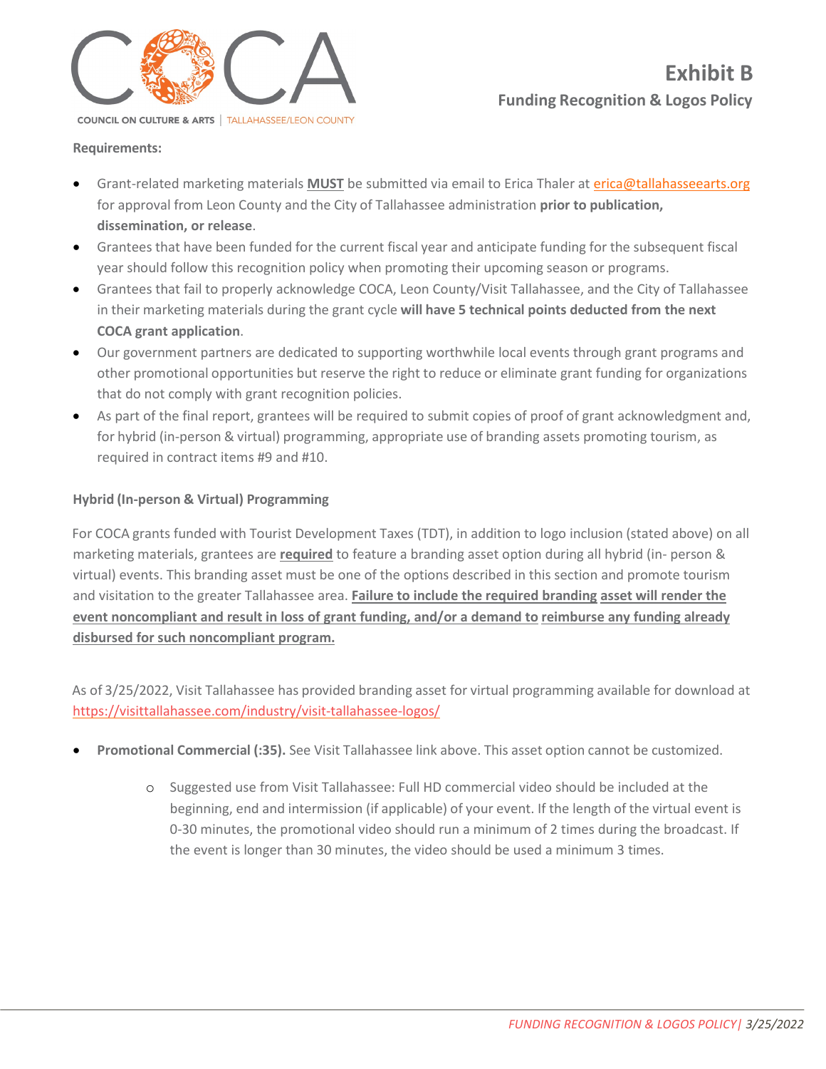COUNCIL ON CULTURE & ARTS | TALLAHASSEE/LEON COUNTY

# Exhibit B

## Funding Recognition & Logos Policy

**Requirements:**

- Grant-related marketing materials **MUST** be submitted via email to Erica Thaler at erica@tallahasseearts.org for approval from Leon County and the City of Tallahassee administration **prior to publication, dissemination, or release**.
- Grantees that have been funded for the current fiscal year and anticipate funding for the subsequent fiscal year should follow this recognition policy when promoting their upcoming season or programs.
- Grantees that fail to properly acknowledge COCA, Leon County/Visit Tallahassee, and the City of Tallahassee in their marketing materials during the grant cycle **will have 5 technical points deducted from the next COCA grant application**.
- Our government partners are dedicated to supporting worthwhile local events through grant programs and other promotional opportunities but reserve the right to reduce or eliminate grant funding for organizations that do not comply with grant recognition policies.
- As part of the final report, grantees will be required to submit copies of proof of grant acknowledgment and, for hybrid (in-person & virtual) programming, appropriate use of branding assets promoting tourism, as required in contract items #9 and #10.

**Hybrid (In-person & Virtual) Programming**

For COCA grants funded with Tourist Development Taxes (TDT), in addition to logo inclusion (stated above) on all marketing materials, grantees are **required** to feature a branding asset option during all hybrid (in- person & virtual) events. This branding asset must be one of the options described in this section and promote tourism and visitation to the greater Tallahassee area. **Failure to include the required branding asset will render the event noncompliant and result in loss of grant funding, and/or a demand to reimburse any funding already disbursed for such noncompliant program.**

As of 3/25/2022, Visit Tallahassee has provided branding asset for virtual programming available for download at https://visittallahassee.com/industry/visit-tallahassee-logos/

- **Promotional Commercial (:35).** See Visit Tallahassee link above. This asset option cannot be customized.
    - Suggested use from Visit Tallahassee: Full HD commercial video should be included at the beginning, end and intermission (if applicable) of your event. If the length of the virtual event is 0-30 minutes, the promotional video should run a minimum of 2 times during the broadcast. If the event is longer than 30 minutes, the video should be used a minimum 3 times.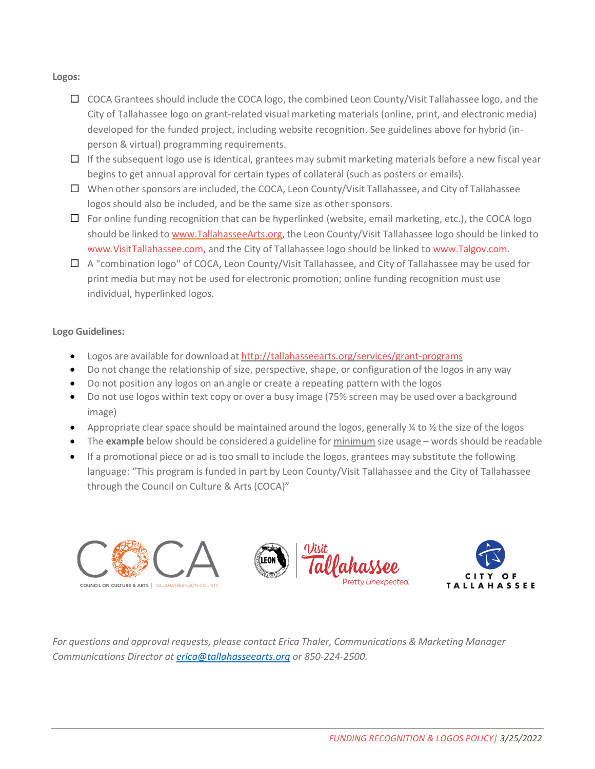**Logos:**

- ☐ COCA Grantees should include the COCA logo, the combined Leon County/Visit Tallahassee logo, and the City of Tallahassee logo on grant-related visual marketing materials (online, print, and electronic media) developed for the funded project, including website recognition. See guidelines above for hybrid (in-person & virtual) programming requirements.
- ☐ If the subsequent logo use is identical, grantees may submit marketing materials before a new fiscal year begins to get annual approval for certain types of collateral (such as posters or emails).
- ☐ When other sponsors are included, the COCA, Leon County/Visit Tallahassee, and City of Tallahassee logos should also be included, and be the same size as other sponsors.
- ☐ For online funding recognition that can be hyperlinked (website, email marketing, etc.), the COCA logo should be linked to www.TallahasseeArts.org, the Leon County/Visit Tallahassee logo should be linked to www.VisitTallahassee.com, and the City of Tallahassee logo should be linked to www.Talgov.com.
- ☐ A "combination logo" of COCA, Leon County/Visit Tallahassee, and City of Tallahassee may be used for print media but may not be used for electronic promotion; online funding recognition must use individual, hyperlinked logos.

**Logo Guidelines:**

- Logos are available for download at http://tallahasseearts.org/services/grant-programs
- Do not change the relationship of size, perspective, shape, or configuration of the logos in any way
- Do not position any logos on an angle or create a repeating pattern with the logos
- Do not use logos within text copy or over a busy image (75% screen may be used over a background image)
- Appropriate clear space should be maintained around the logos, generally ¼ to ½ the size of the logos
- The **example** below should be considered a guideline for minimum size usage – words should be readable
- If a promotional piece or ad is too small to include the logos, grantees may substitute the following language: "This program is funded in part by Leon County/Visit Tallahassee and the City of Tallahassee through the Council on Culture & Arts (COCA)"

COCA COUNCIL ON CULTURE & ARTS | TALLAHASSEE/LEON COUNTY

LEON | Visit Tallahassee Pretty. Unexpected.

CITY OF TALLAHASSEE

*For questions and approval requests, please contact Erica Thaler, Communications & Marketing Manager Communications Director at erica@tallahasseearts.org or 850-224-2500.*

*FUNDING RECOGNITION & LOGOS POLICY| 3/25/2022*